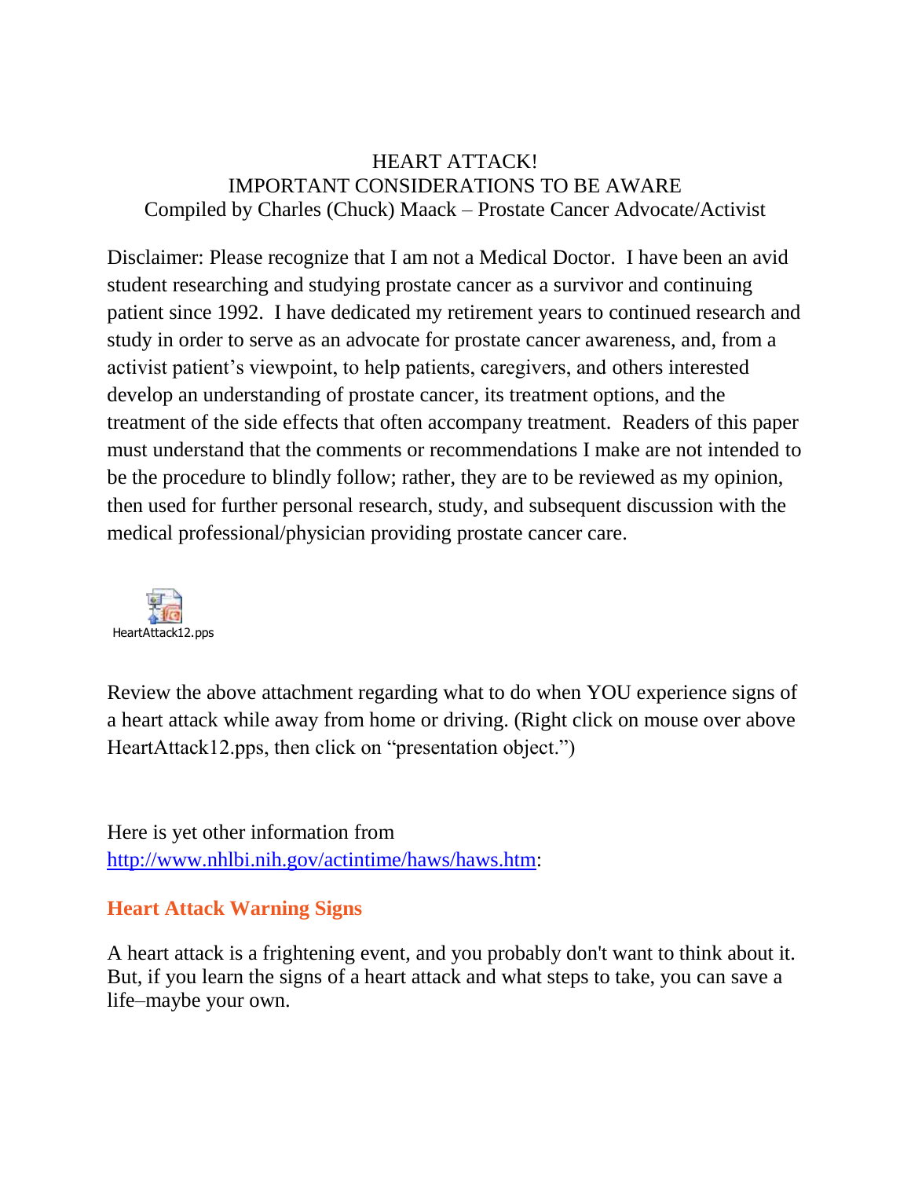HEART ATTACK!
IMPORTANT CONSIDERATIONS TO BE AWARE
Compiled by Charles (Chuck) Maack – Prostate Cancer Advocate/Activist

Disclaimer: Please recognize that I am not a Medical Doctor. I have been an avid student researching and studying prostate cancer as a survivor and continuing patient since 1992. I have dedicated my retirement years to continued research and study in order to serve as an advocate for prostate cancer awareness, and, from a activist patient's viewpoint, to help patients, caregivers, and others interested develop an understanding of prostate cancer, its treatment options, and the treatment of the side effects that often accompany treatment. Readers of this paper must understand that the comments or recommendations I make are not intended to be the procedure to blindly follow; rather, they are to be reviewed as my opinion, then used for further personal research, study, and subsequent discussion with the medical professional/physician providing prostate cancer care.

HeartAttack12.pps

Review the above attachment regarding what to do when YOU experience signs of a heart attack while away from home or driving. (Right click on mouse over above HeartAttack12.pps, then click on "presentation object.")

Here is yet other information from http://www.nhlbi.nih.gov/actintime/haws/haws.htm:

## Heart Attack Warning Signs

A heart attack is a frightening event, and you probably don't want to think about it. But, if you learn the signs of a heart attack and what steps to take, you can save a life–maybe your own.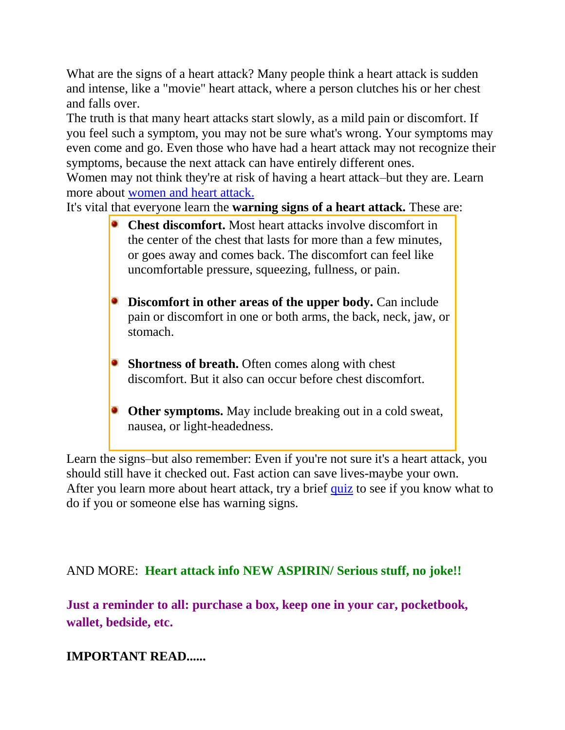What are the signs of a heart attack? Many people think a heart attack is sudden and intense, like a "movie" heart attack, where a person clutches his or her chest and falls over.

The truth is that many heart attacks start slowly, as a mild pain or discomfort. If you feel such a symptom, you may not be sure what's wrong. Your symptoms may even come and go. Even those who have had a heart attack may not recognize their symptoms, because the next attack can have entirely different ones.

Women may not think they're at risk of having a heart attack–but they are. Learn more about [women and heart attack.]()

It's vital that everyone learn the **warning signs of a heart attack.** These are:

- **Chest discomfort.** Most heart attacks involve discomfort in the center of the chest that lasts for more than a few minutes, or goes away and comes back. The discomfort can feel like uncomfortable pressure, squeezing, fullness, or pain.

- **Discomfort in other areas of the upper body.** Can include pain or discomfort in one or both arms, the back, neck, jaw, or stomach.

- **Shortness of breath.** Often comes along with chest discomfort. But it also can occur before chest discomfort.

- **Other symptoms.** May include breaking out in a cold sweat, nausea, or light-headedness.

Learn the signs–but also remember: Even if you're not sure it's a heart attack, you should still have it checked out. Fast action can save lives-maybe your own.

After you learn more about heart attack, try a brief [quiz]() to see if you know what to do if you or someone else has warning signs.

AND MORE: **Heart attack info NEW ASPIRIN/ Serious stuff, no joke!!**

**Just a reminder to all: purchase a box, keep one in your car, pocketbook, wallet, bedside, etc.**

**IMPORTANT READ......**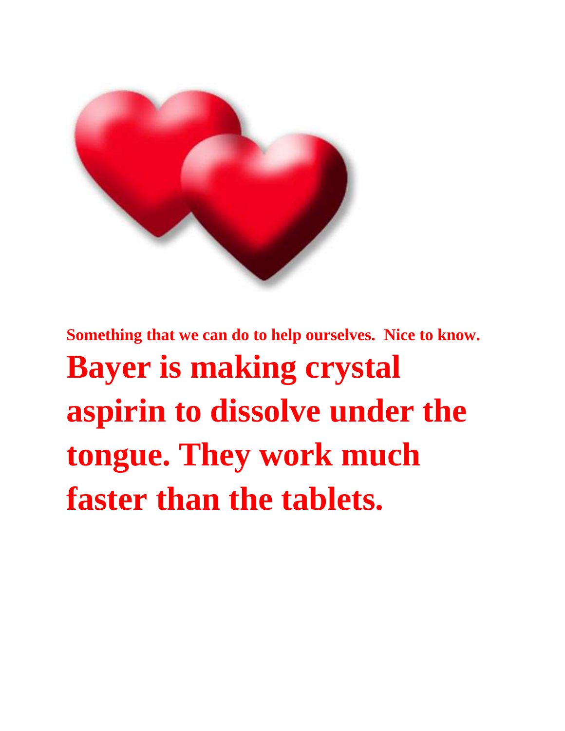**Something that we can do to help ourselves. Nice to know.**

# Bayer is making crystal aspirin to dissolve under the tongue. They work much faster than the tablets.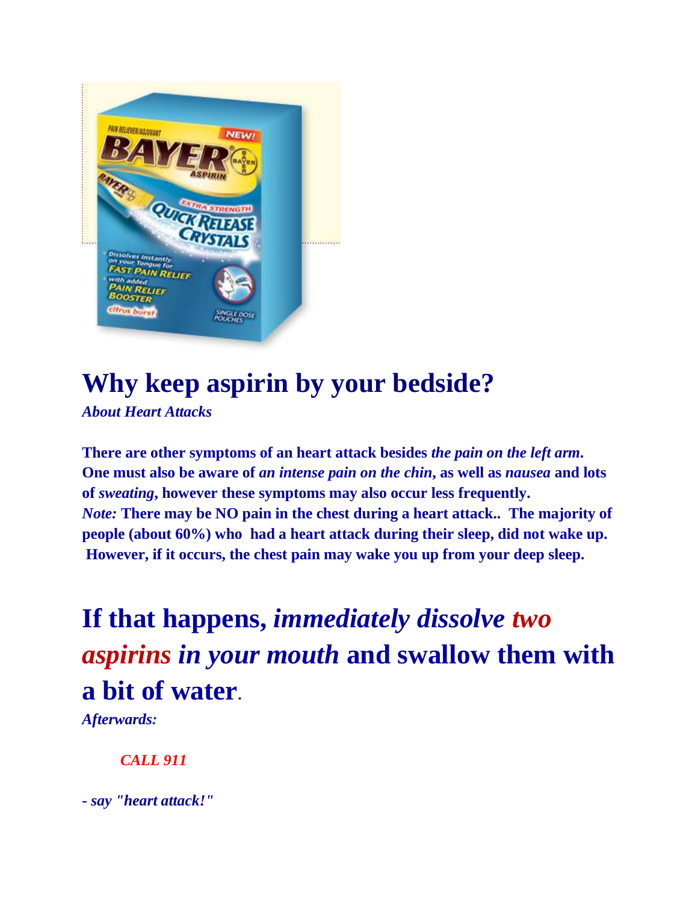# Why keep aspirin by your bedside?

***About Heart Attacks***

**There are other symptoms of an heart attack besides *the pain on the left arm*. One must also be aware of *an intense pain on the chin*, as well as *nausea* and lots of *sweating*, however these symptoms may also occur less frequently.**
***Note:*** **There may be NO pain in the chest during a heart attack.. The majority of people (about 60%) who had a heart attack during their sleep, did not wake up. However, if it occurs, the chest pain may wake you up from your deep sleep.**

# If that happens, *immediately dissolve two aspirins in your mouth* and swallow them with a bit of water.

***Afterwards:***

***CALL 911***

***- say "heart attack!"***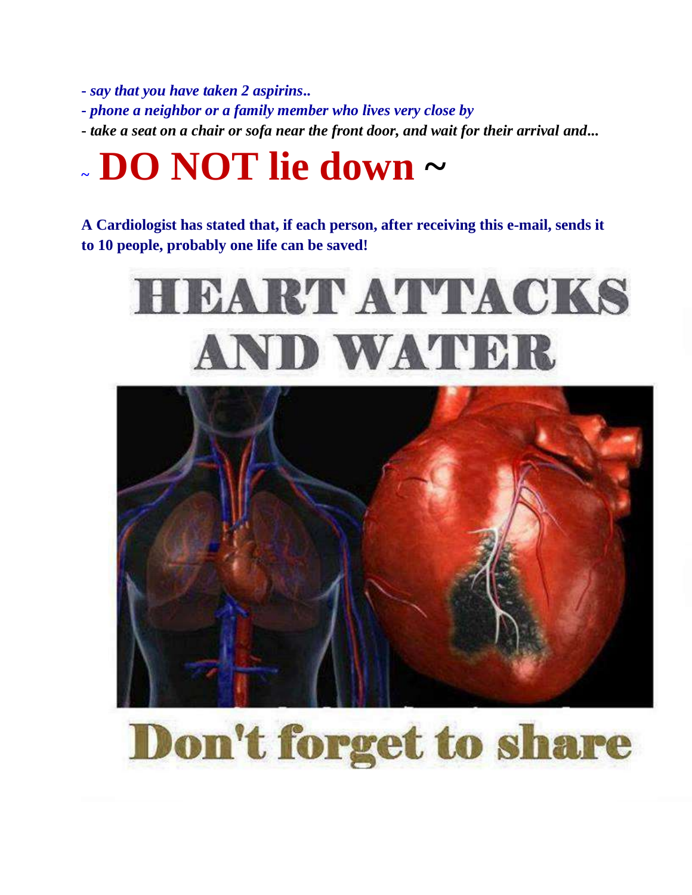- *say that you have taken 2 aspirins..*
- *phone a neighbor or a family member who lives very close by*
- *take a seat on a chair or sofa near the front door, and wait for their arrival and...*

# ~ DO NOT lie down ~

**A Cardiologist has stated that, if each person, after receiving this e-mail, sends it to 10 people, probably one life can be saved!**

# HEART ATTACKS AND WATER

# Don't forget to share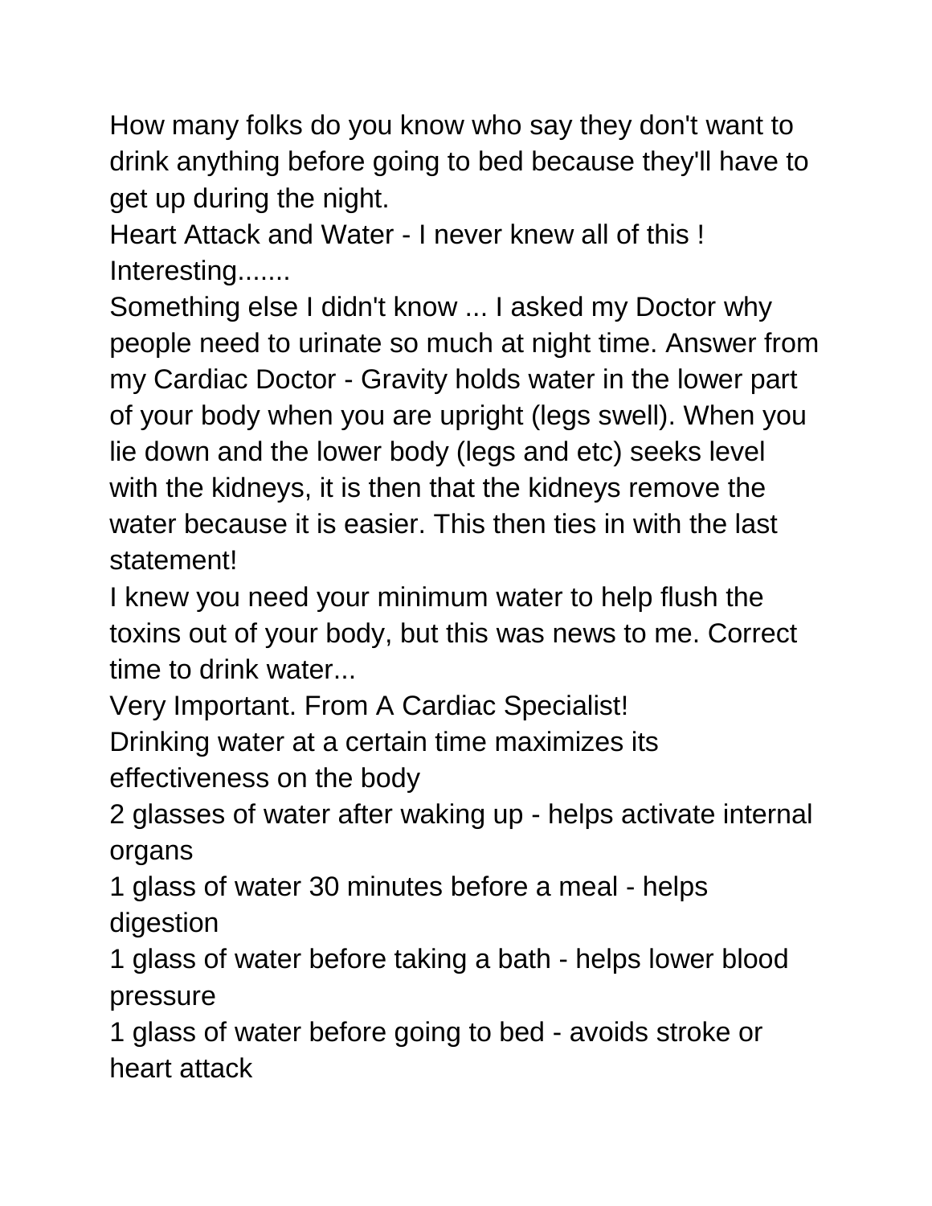How many folks do you know who say they don't want to drink anything before going to bed because they'll have to get up during the night.

Heart Attack and Water - I never knew all of this ! Interesting.......

Something else I didn't know ... I asked my Doctor why people need to urinate so much at night time. Answer from my Cardiac Doctor - Gravity holds water in the lower part of your body when you are upright (legs swell). When you lie down and the lower body (legs and etc) seeks level with the kidneys, it is then that the kidneys remove the water because it is easier. This then ties in with the last statement!

I knew you need your minimum water to help flush the toxins out of your body, but this was news to me. Correct time to drink water...

Very Important. From A Cardiac Specialist!

Drinking water at a certain time maximizes its effectiveness on the body

2 glasses of water after waking up - helps activate internal organs

1 glass of water 30 minutes before a meal - helps digestion

1 glass of water before taking a bath - helps lower blood pressure

1 glass of water before going to bed - avoids stroke or heart attack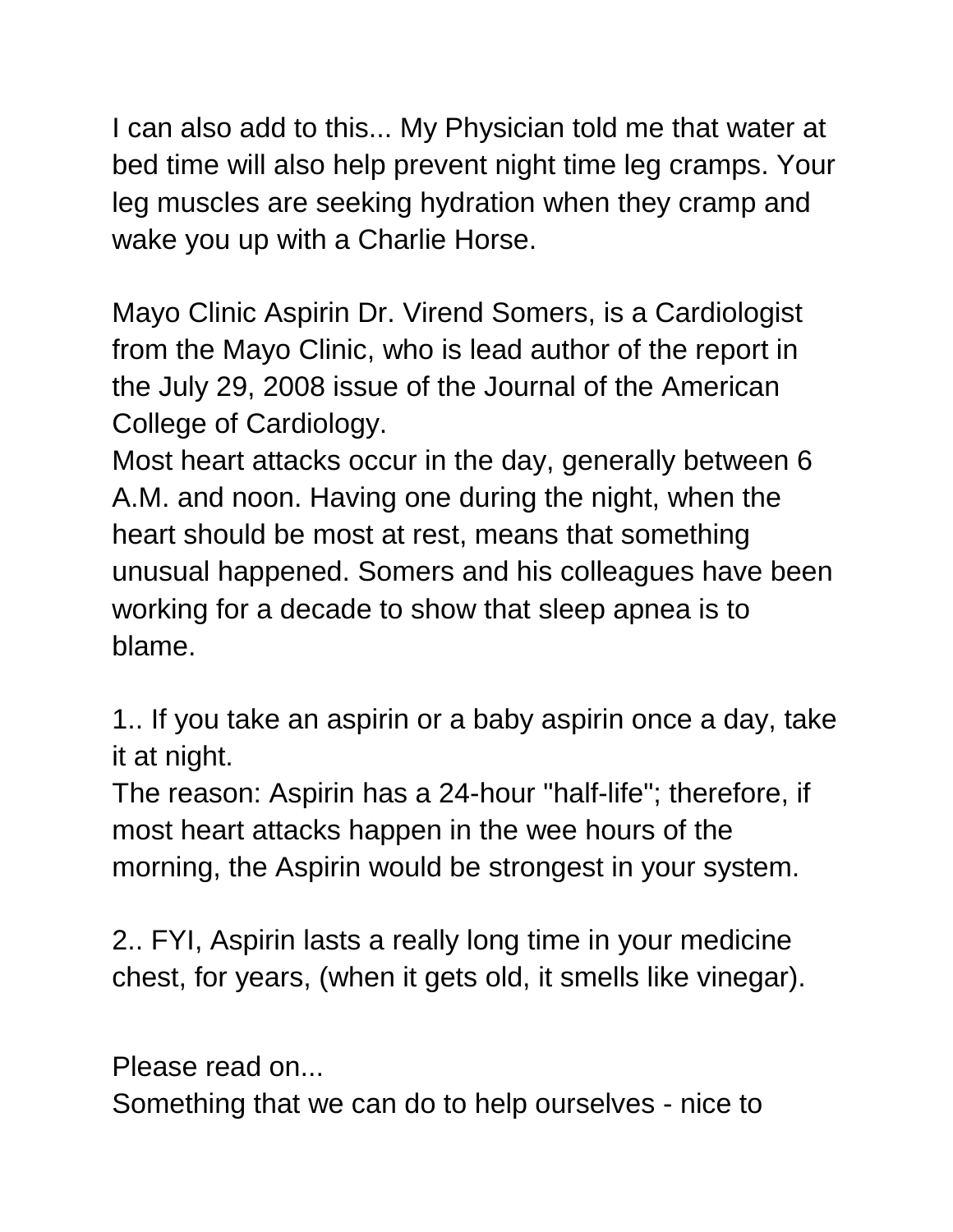I can also add to this... My Physician told me that water at bed time will also help prevent night time leg cramps. Your leg muscles are seeking hydration when they cramp and wake you up with a Charlie Horse.

Mayo Clinic Aspirin Dr. Virend Somers, is a Cardiologist from the Mayo Clinic, who is lead author of the report in the July 29, 2008 issue of the Journal of the American College of Cardiology.
Most heart attacks occur in the day, generally between 6 A.M. and noon. Having one during the night, when the heart should be most at rest, means that something unusual happened. Somers and his colleagues have been working for a decade to show that sleep apnea is to blame.

1.. If you take an aspirin or a baby aspirin once a day, take it at night.
The reason: Aspirin has a 24-hour "half-life"; therefore, if most heart attacks happen in the wee hours of the morning, the Aspirin would be strongest in your system.

2.. FYI, Aspirin lasts a really long time in your medicine chest, for years, (when it gets old, it smells like vinegar).

Please read on...
Something that we can do to help ourselves - nice to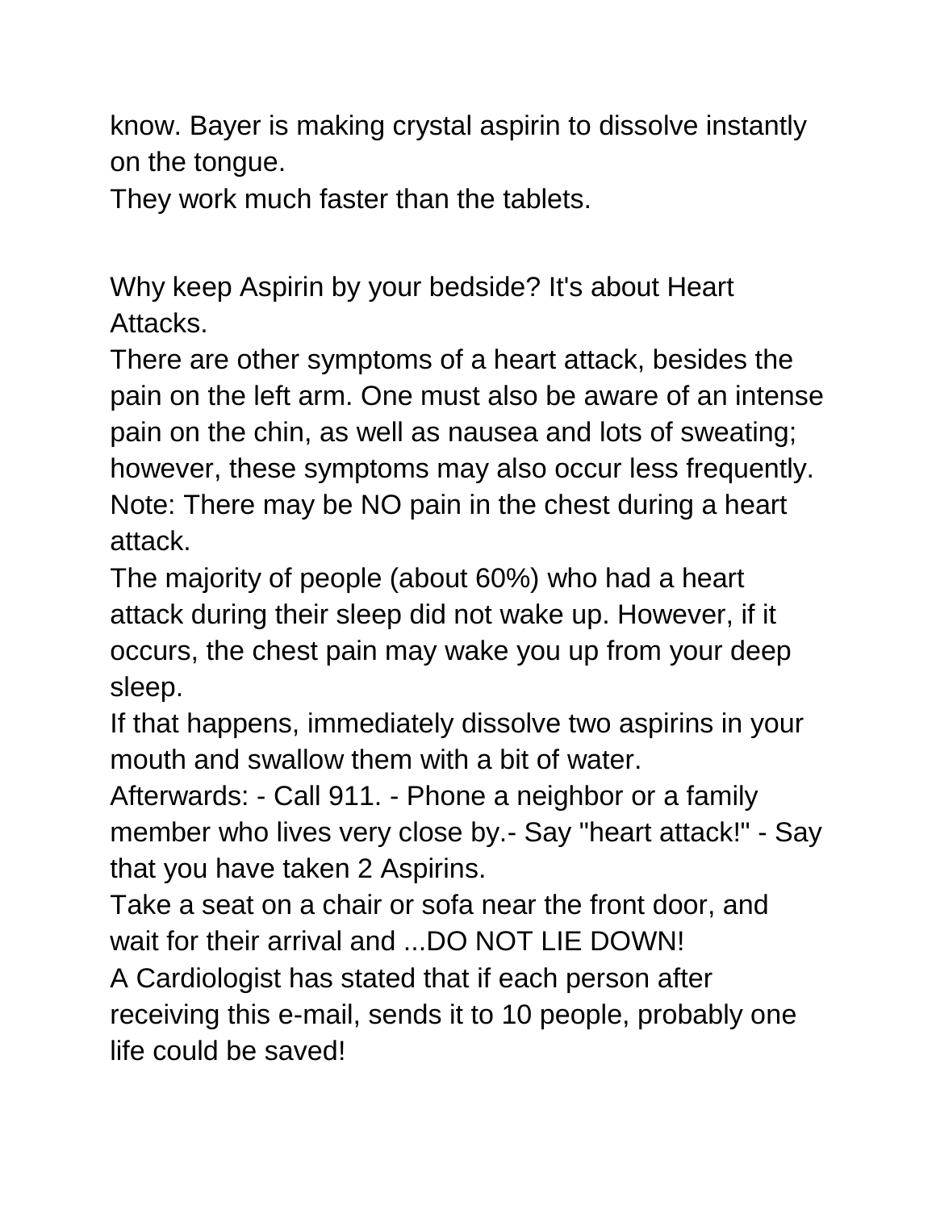know. Bayer is making crystal aspirin to dissolve instantly on the tongue.
They work much faster than the tablets.

Why keep Aspirin by your bedside? It's about Heart Attacks.
There are other symptoms of a heart attack, besides the pain on the left arm. One must also be aware of an intense pain on the chin, as well as nausea and lots of sweating; however, these symptoms may also occur less frequently.
Note: There may be NO pain in the chest during a heart attack.
The majority of people (about 60%) who had a heart attack during their sleep did not wake up. However, if it occurs, the chest pain may wake you up from your deep sleep.
If that happens, immediately dissolve two aspirins in your mouth and swallow them with a bit of water.
Afterwards: - Call 911. - Phone a neighbor or a family member who lives very close by.- Say "heart attack!" - Say that you have taken 2 Aspirins.
Take a seat on a chair or sofa near the front door, and wait for their arrival and ...DO NOT LIE DOWN!
A Cardiologist has stated that if each person after receiving this e-mail, sends it to 10 people, probably one life could be saved!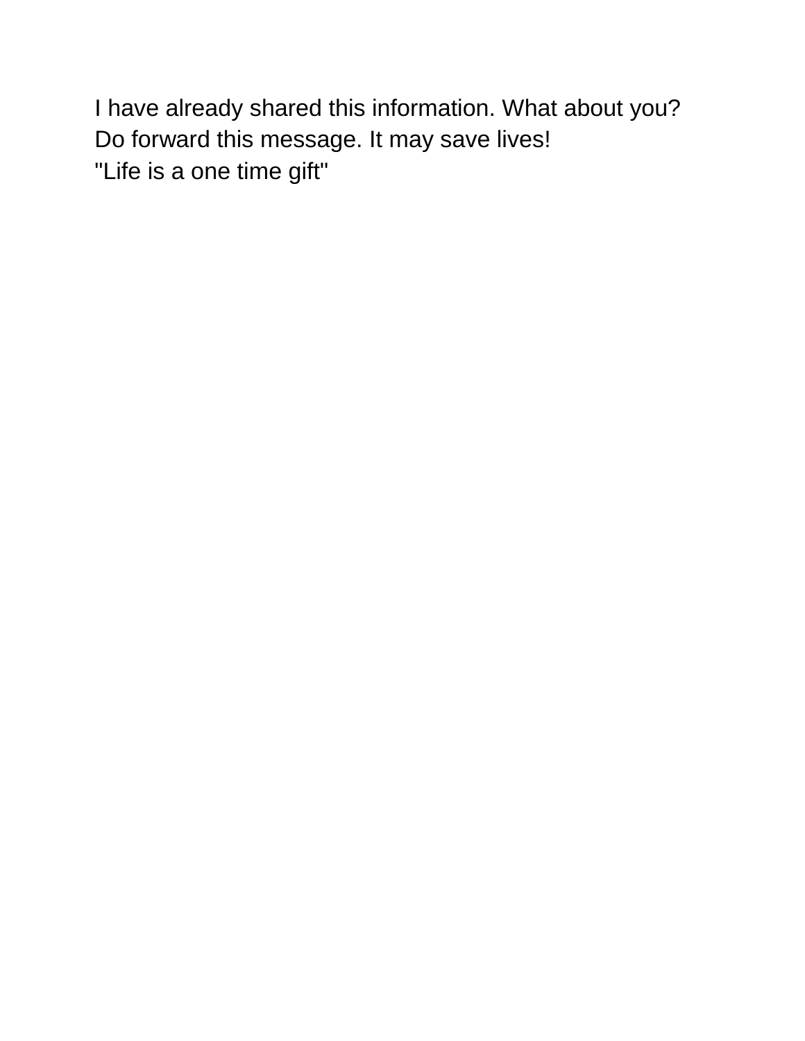I have already shared this information. What about you?
Do forward this message. It may save lives!
"Life is a one time gift"